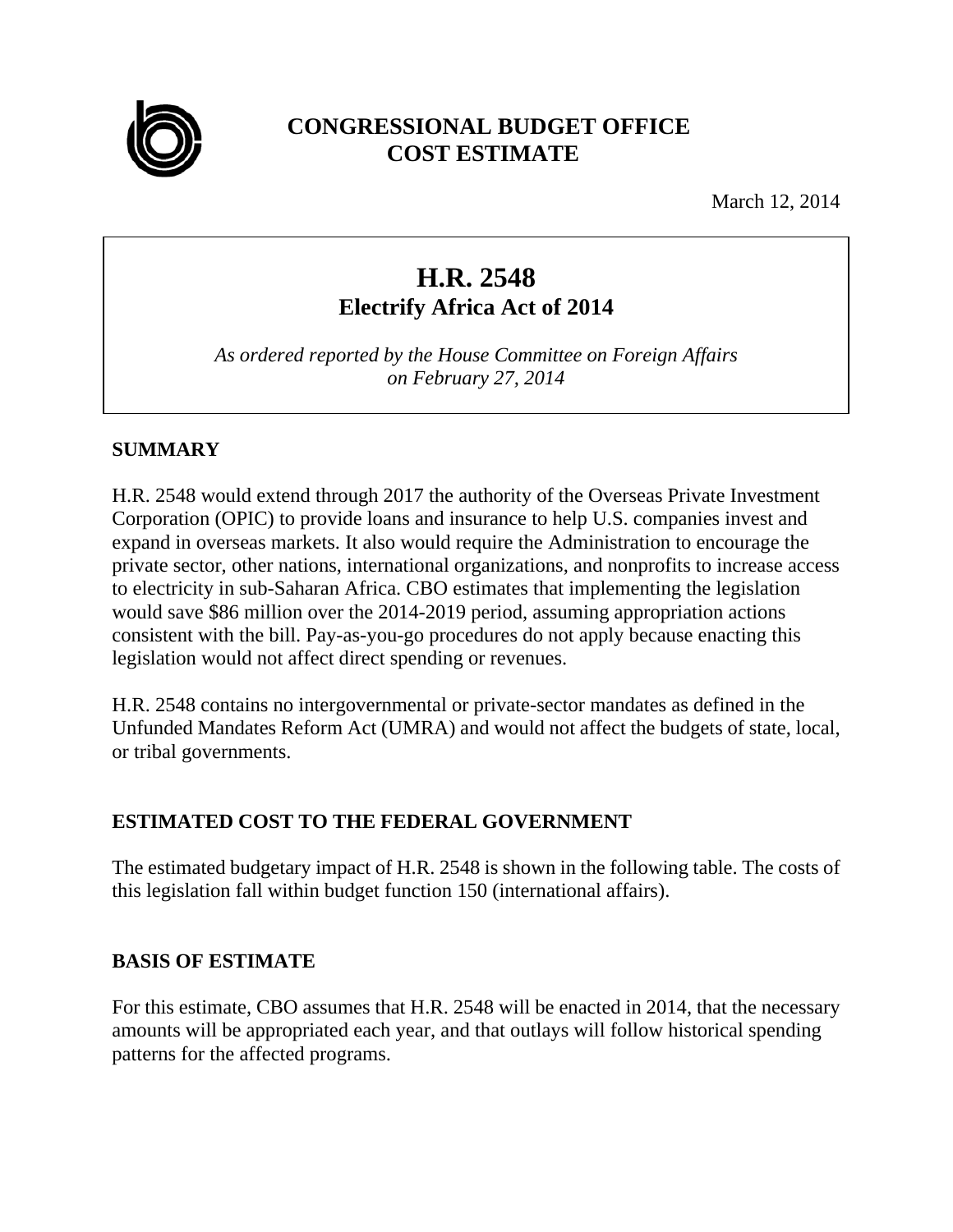# CONGRESSIONAL BUDGET OFFICE
# COST ESTIMATE

March 12, 2014

## H.R. 2548
### Electrify Africa Act of 2014

*As ordered reported by the House Committee on Foreign Affairs on February 27, 2014*

## SUMMARY

H.R. 2548 would extend through 2017 the authority of the Overseas Private Investment Corporation (OPIC) to provide loans and insurance to help U.S. companies invest and expand in overseas markets. It also would require the Administration to encourage the private sector, other nations, international organizations, and nonprofits to increase access to electricity in sub-Saharan Africa. CBO estimates that implementing the legislation would save $86 million over the 2014-2019 period, assuming appropriation actions consistent with the bill. Pay-as-you-go procedures do not apply because enacting this legislation would not affect direct spending or revenues.

H.R. 2548 contains no intergovernmental or private-sector mandates as defined in the Unfunded Mandates Reform Act (UMRA) and would not affect the budgets of state, local, or tribal governments.

## ESTIMATED COST TO THE FEDERAL GOVERNMENT

The estimated budgetary impact of H.R. 2548 is shown in the following table. The costs of this legislation fall within budget function 150 (international affairs).

## BASIS OF ESTIMATE

For this estimate, CBO assumes that H.R. 2548 will be enacted in 2014, that the necessary amounts will be appropriated each year, and that outlays will follow historical spending patterns for the affected programs.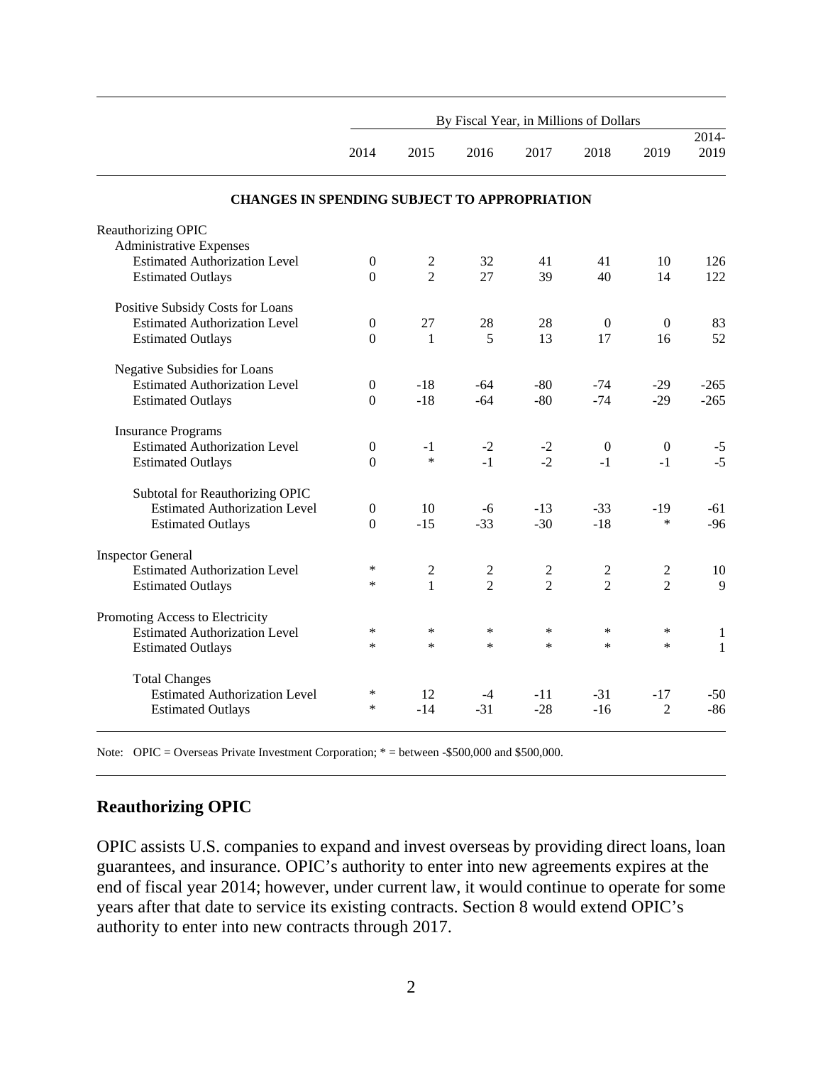| | By Fiscal Year, in Millions of Dollars | | | | | | |
|---|---|---|---|---|---|---|---|
| | 2014 | 2015 | 2016 | 2017 | 2018 | 2019 | 2014-2019 |
| **CHANGES IN SPENDING SUBJECT TO APPROPRIATION** | | | | | | | |
| Reauthorizing OPIC | | | | | | | |
| Administrative Expenses | | | | | | | |
| Estimated Authorization Level | 0 | 2 | 32 | 41 | 41 | 10 | 126 |
| Estimated Outlays | 0 | 2 | 27 | 39 | 40 | 14 | 122 |
| Positive Subsidy Costs for Loans | | | | | | | |
| Estimated Authorization Level | 0 | 27 | 28 | 28 | 0 | 0 | 83 |
| Estimated Outlays | 0 | 1 | 5 | 13 | 17 | 16 | 52 |
| Negative Subsidies for Loans | | | | | | | |
| Estimated Authorization Level | 0 | -18 | -64 | -80 | -74 | -29 | -265 |
| Estimated Outlays | 0 | -18 | -64 | -80 | -74 | -29 | -265 |
| Insurance Programs | | | | | | | |
| Estimated Authorization Level | 0 | -1 | -2 | -2 | 0 | 0 | -5 |
| Estimated Outlays | 0 | * | -1 | -2 | -1 | -1 | -5 |
| Subtotal for Reauthorizing OPIC | | | | | | | |
| Estimated Authorization Level | 0 | 10 | -6 | -13 | -33 | -19 | -61 |
| Estimated Outlays | 0 | -15 | -33 | -30 | -18 | * | -96 |
| Inspector General | | | | | | | |
| Estimated Authorization Level | * | 2 | 2 | 2 | 2 | 2 | 10 |
| Estimated Outlays | * | 1 | 2 | 2 | 2 | 2 | 9 |
| Promoting Access to Electricity | | | | | | | |
| Estimated Authorization Level | * | * | * | * | * | * | 1 |
| Estimated Outlays | * | * | * | * | * | * | 1 |
| Total Changes | | | | | | | |
| Estimated Authorization Level | * | 12 | -4 | -11 | -31 | -17 | -50 |
| Estimated Outlays | * | -14 | -31 | -28 | -16 | 2 | -86 |

Note: OPIC = Overseas Private Investment Corporation; * = between -$500,000 and $500,000.

## Reauthorizing OPIC

OPIC assists U.S. companies to expand and invest overseas by providing direct loans, loan guarantees, and insurance. OPIC's authority to enter into new agreements expires at the end of fiscal year 2014; however, under current law, it would continue to operate for some years after that date to service its existing contracts. Section 8 would extend OPIC's authority to enter into new contracts through 2017.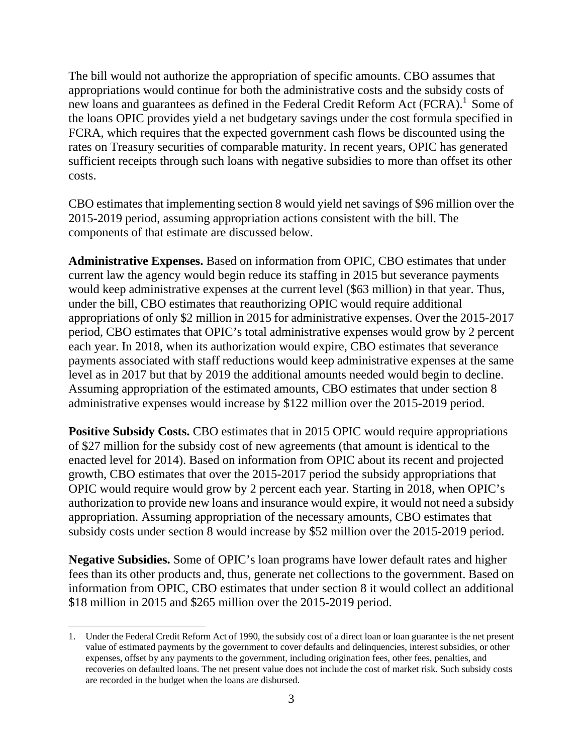The bill would not authorize the appropriation of specific amounts. CBO assumes that appropriations would continue for both the administrative costs and the subsidy costs of new loans and guarantees as defined in the Federal Credit Reform Act (FCRA).[1] Some of the loans OPIC provides yield a net budgetary savings under the cost formula specified in FCRA, which requires that the expected government cash flows be discounted using the rates on Treasury securities of comparable maturity. In recent years, OPIC has generated sufficient receipts through such loans with negative subsidies to more than offset its other costs.

CBO estimates that implementing section 8 would yield net savings of $96 million over the 2015-2019 period, assuming appropriation actions consistent with the bill. The components of that estimate are discussed below.

**Administrative Expenses.** Based on information from OPIC, CBO estimates that under current law the agency would begin reduce its staffing in 2015 but severance payments would keep administrative expenses at the current level ($63 million) in that year. Thus, under the bill, CBO estimates that reauthorizing OPIC would require additional appropriations of only $2 million in 2015 for administrative expenses. Over the 2015-2017 period, CBO estimates that OPIC's total administrative expenses would grow by 2 percent each year. In 2018, when its authorization would expire, CBO estimates that severance payments associated with staff reductions would keep administrative expenses at the same level as in 2017 but that by 2019 the additional amounts needed would begin to decline. Assuming appropriation of the estimated amounts, CBO estimates that under section 8 administrative expenses would increase by $122 million over the 2015-2019 period.

**Positive Subsidy Costs.** CBO estimates that in 2015 OPIC would require appropriations of $27 million for the subsidy cost of new agreements (that amount is identical to the enacted level for 2014). Based on information from OPIC about its recent and projected growth, CBO estimates that over the 2015-2017 period the subsidy appropriations that OPIC would require would grow by 2 percent each year. Starting in 2018, when OPIC's authorization to provide new loans and insurance would expire, it would not need a subsidy appropriation. Assuming appropriation of the necessary amounts, CBO estimates that subsidy costs under section 8 would increase by $52 million over the 2015-2019 period.

**Negative Subsidies.** Some of OPIC's loan programs have lower default rates and higher fees than its other products and, thus, generate net collections to the government. Based on information from OPIC, CBO estimates that under section 8 it would collect an additional $18 million in 2015 and $265 million over the 2015-2019 period.

---

1. Under the Federal Credit Reform Act of 1990, the subsidy cost of a direct loan or loan guarantee is the net present value of estimated payments by the government to cover defaults and delinquencies, interest subsidies, or other expenses, offset by any payments to the government, including origination fees, other fees, penalties, and recoveries on defaulted loans. The net present value does not include the cost of market risk. Such subsidy costs are recorded in the budget when the loans are disbursed.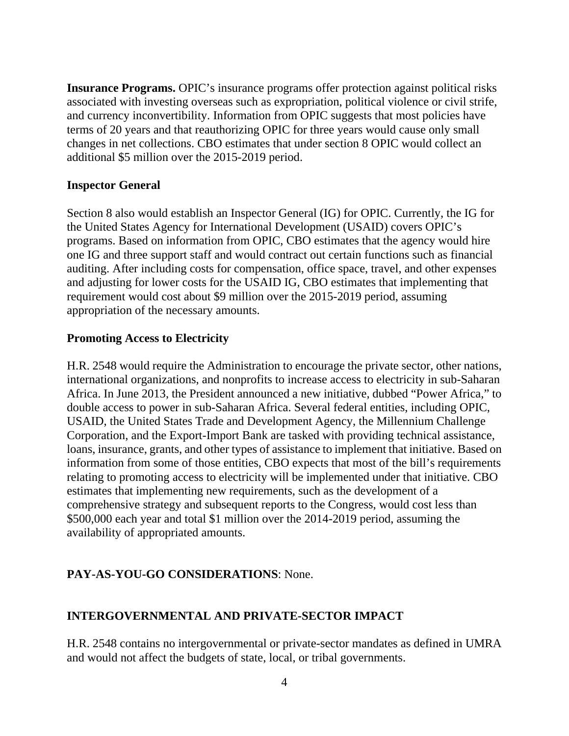**Insurance Programs.** OPIC's insurance programs offer protection against political risks associated with investing overseas such as expropriation, political violence or civil strife, and currency inconvertibility. Information from OPIC suggests that most policies have terms of 20 years and that reauthorizing OPIC for three years would cause only small changes in net collections. CBO estimates that under section 8 OPIC would collect an additional $5 million over the 2015-2019 period.

### Inspector General

Section 8 also would establish an Inspector General (IG) for OPIC. Currently, the IG for the United States Agency for International Development (USAID) covers OPIC's programs. Based on information from OPIC, CBO estimates that the agency would hire one IG and three support staff and would contract out certain functions such as financial auditing. After including costs for compensation, office space, travel, and other expenses and adjusting for lower costs for the USAID IG, CBO estimates that implementing that requirement would cost about $9 million over the 2015-2019 period, assuming appropriation of the necessary amounts.

### Promoting Access to Electricity

H.R. 2548 would require the Administration to encourage the private sector, other nations, international organizations, and nonprofits to increase access to electricity in sub-Saharan Africa. In June 2013, the President announced a new initiative, dubbed "Power Africa," to double access to power in sub-Saharan Africa. Several federal entities, including OPIC, USAID, the United States Trade and Development Agency, the Millennium Challenge Corporation, and the Export-Import Bank are tasked with providing technical assistance, loans, insurance, grants, and other types of assistance to implement that initiative. Based on information from some of those entities, CBO expects that most of the bill's requirements relating to promoting access to electricity will be implemented under that initiative. CBO estimates that implementing new requirements, such as the development of a comprehensive strategy and subsequent reports to the Congress, would cost less than $500,000 each year and total $1 million over the 2014-2019 period, assuming the availability of appropriated amounts.

## PAY-AS-YOU-GO CONSIDERATIONS: None.

## INTERGOVERNMENTAL AND PRIVATE-SECTOR IMPACT

H.R. 2548 contains no intergovernmental or private-sector mandates as defined in UMRA and would not affect the budgets of state, local, or tribal governments.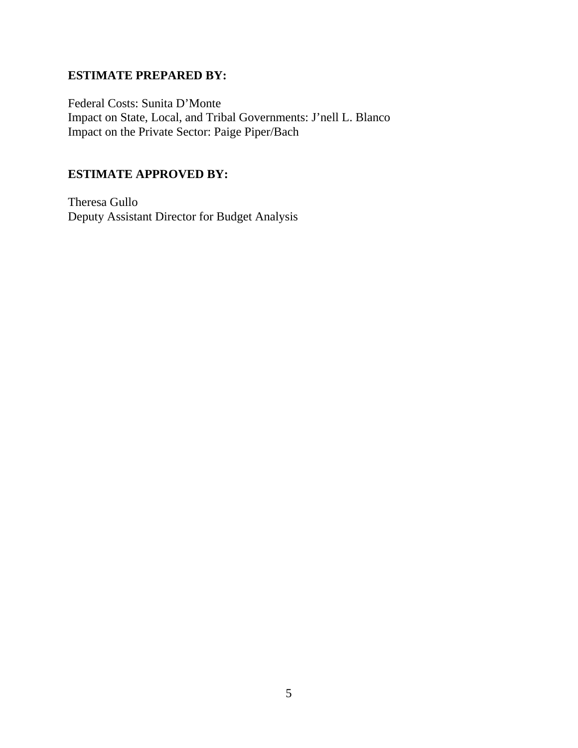**ESTIMATE PREPARED BY:**

Federal Costs: Sunita D'Monte
Impact on State, Local, and Tribal Governments: J'nell L. Blanco
Impact on the Private Sector: Paige Piper/Bach

**ESTIMATE APPROVED BY:**

Theresa Gullo
Deputy Assistant Director for Budget Analysis